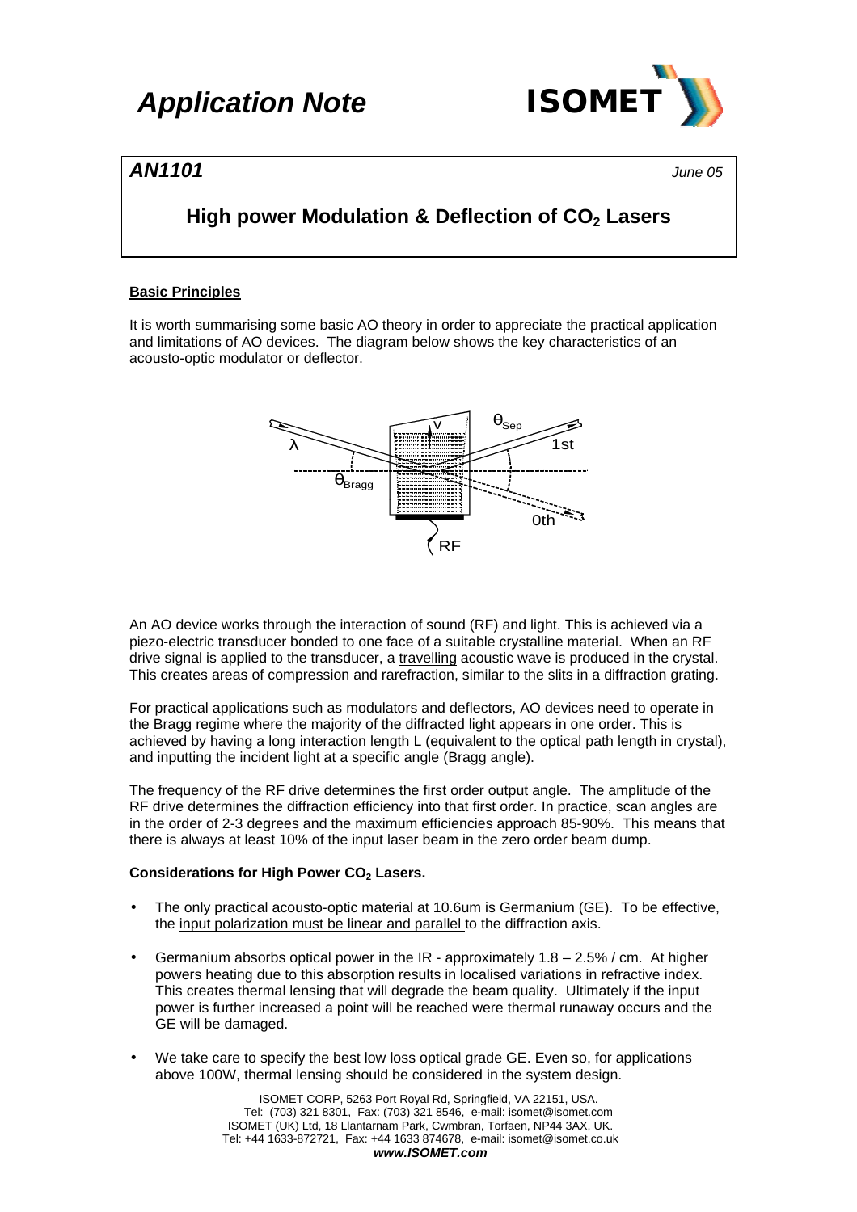# *Application Note*

***AN1101*** *June 05*

## High power Modulation & Deflection of $CO_2$ Lasers

**Basic Principles**

It is worth summarising some basic AO theory in order to appreciate the practical application and limitations of AO devices. The diagram below shows the key characteristics of an acousto-optic modulator or deflector.

An AO device works through the interaction of sound (RF) and light. This is achieved via a piezo-electric transducer bonded to one face of a suitable crystalline material. When an RF drive signal is applied to the transducer, a travelling acoustic wave is produced in the crystal. This creates areas of compression and rarefraction, similar to the slits in a diffraction grating.

For practical applications such as modulators and deflectors, AO devices need to operate in the Bragg regime where the majority of the diffracted light appears in one order. This is achieved by having a long interaction length L (equivalent to the optical path length in crystal), and inputting the incident light at a specific angle (Bragg angle).

The frequency of the RF drive determines the first order output angle. The amplitude of the RF drive determines the diffraction efficiency into that first order. In practice, scan angles are in the order of 2-3 degrees and the maximum efficiencies approach 85-90%. This means that there is always at least 10% of the input laser beam in the zero order beam dump.

**Considerations for High Power $CO_2$ Lasers.**

- The only practical acousto-optic material at 10.6um is Germanium (GE). To be effective, the input polarization must be linear and parallel to the diffraction axis.
- Germanium absorbs optical power in the IR - approximately 1.8 – 2.5% / cm. At higher powers heating due to this absorption results in localised variations in refractive index. This creates thermal lensing that will degrade the beam quality. Ultimately if the input power is further increased a point will be reached were thermal runaway occurs and the GE will be damaged.
- We take care to specify the best low loss optical grade GE. Even so, for applications above 100W, thermal lensing should be considered in the system design.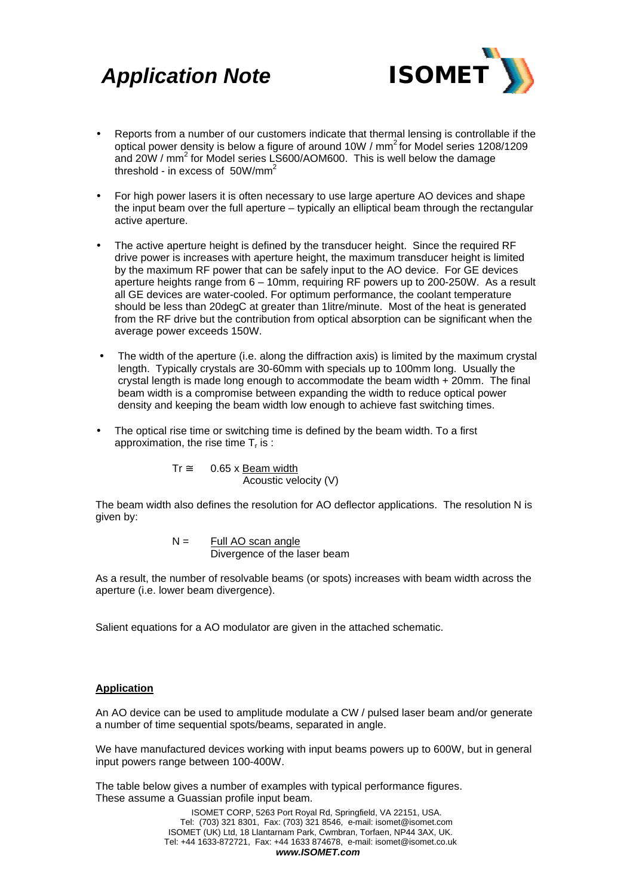- Reports from a number of our customers indicate that thermal lensing is controllable if the optical power density is below a figure of around 10W / $mm^2$ for Model series 1208/1209 and 20W / $mm^2$ for Model series LS600/AOM600. This is well below the damage threshold - in excess of 50W/$mm^2$

- For high power lasers it is often necessary to use large aperture AO devices and shape the input beam over the full aperture – typically an elliptical beam through the rectangular active aperture.

- The active aperture height is defined by the transducer height. Since the required RF drive power is increases with aperture height, the maximum transducer height is limited by the maximum RF power that can be safely input to the AO device. For GE devices aperture heights range from 6 – 10mm, requiring RF powers up to 200-250W. As a result all GE devices are water-cooled. For optimum performance, the coolant temperature should be less than 20degC at greater than 1litre/minute. Most of the heat is generated from the RF drive but the contribution from optical absorption can be significant when the average power exceeds 150W.

- The width of the aperture (i.e. along the diffraction axis) is limited by the maximum crystal length. Typically crystals are 30-60mm with specials up to 100mm long. Usually the crystal length is made long enough to accommodate the beam width + 20mm. The final beam width is a compromise between expanding the width to reduce optical power density and keeping the beam width low enough to achieve fast switching times.

- The optical rise time or switching time is defined by the beam width. To a first approximation, the rise time $T_r$ is :

$$Tr \cong 0.65 \times \frac{\text{Beam width}}{\text{Acoustic velocity (V)}}$$

The beam width also defines the resolution for AO deflector applications. The resolution N is given by:

$$N = \frac{\text{Full AO scan angle}}{\text{Divergence of the laser beam}}$$

As a result, the number of resolvable beams (or spots) increases with beam width across the aperture (i.e. lower beam divergence).

Salient equations for a AO modulator are given in the attached schematic.

**Application**

An AO device can be used to amplitude modulate a CW / pulsed laser beam and/or generate a number of time sequential spots/beams, separated in angle.

We have manufactured devices working with input beams powers up to 600W, but in general input powers range between 100-400W.

The table below gives a number of examples with typical performance figures. These assume a Guassian profile input beam.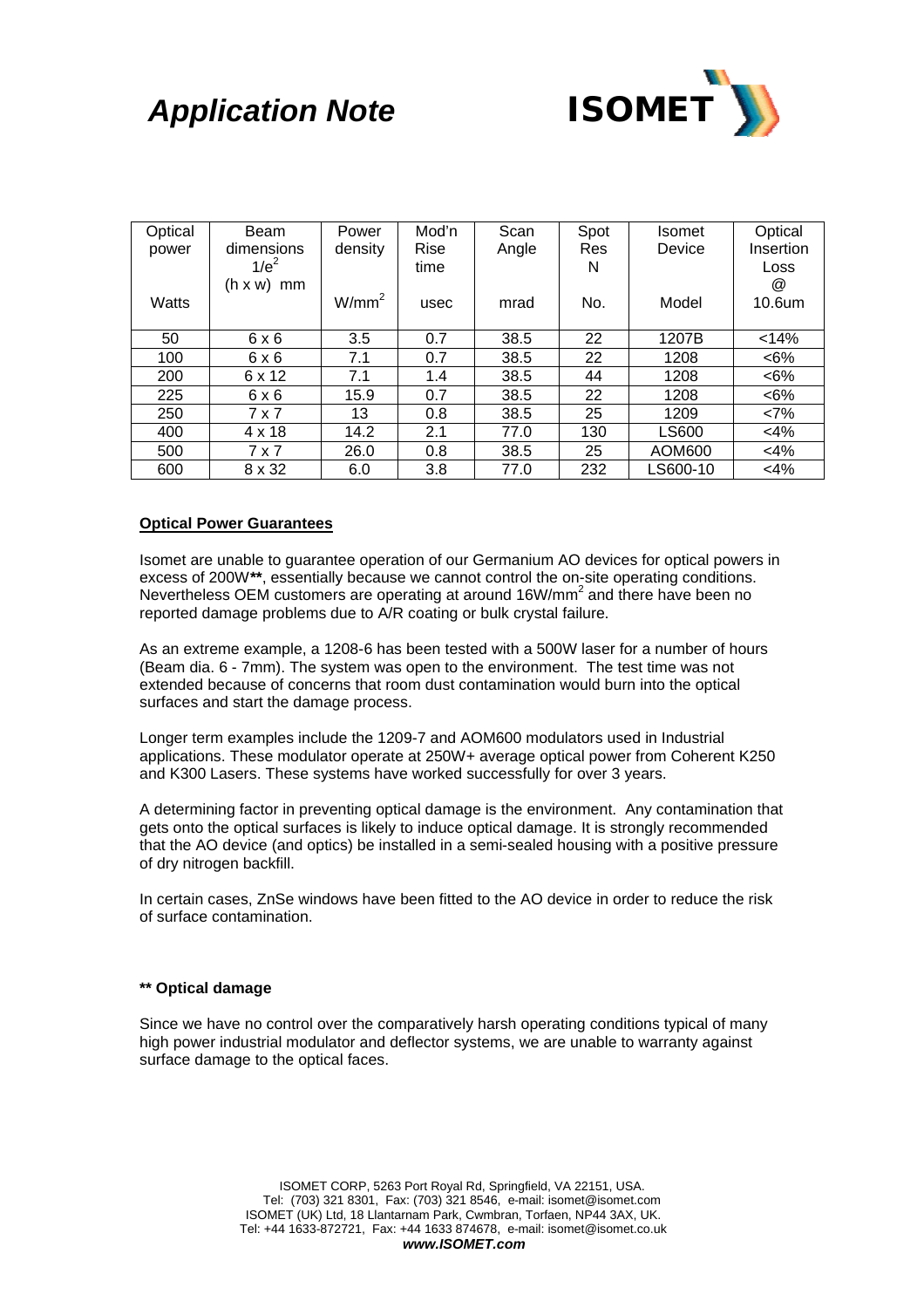# Application Note

| Optical power<br><br>Watts | Beam dimensions $1/e^2$ (h x w) mm | Power density<br><br>$W/mm^2$ | Mod'n Rise time<br><br>usec | Scan Angle<br><br>mrad | Spot Res N<br><br>No. | Isomet Device<br><br>Model | Optical Insertion Loss @ 10.6um |
|---|---|---|---|---|---|---|---|
| 50 | 6 x 6 | 3.5 | 0.7 | 38.5 | 22 | 1207B | <14% |
| 100 | 6 x 6 | 7.1 | 0.7 | 38.5 | 22 | 1208 | <6% |
| 200 | 6 x 12 | 7.1 | 1.4 | 38.5 | 44 | 1208 | <6% |
| 225 | 6 x 6 | 15.9 | 0.7 | 38.5 | 22 | 1208 | <6% |
| 250 | 7 x 7 | 13 | 0.8 | 38.5 | 25 | 1209 | <7% |
| 400 | 4 x 18 | 14.2 | 2.1 | 77.0 | 130 | LS600 | <4% |
| 500 | 7 x 7 | 26.0 | 0.8 | 38.5 | 25 | AOM600 | <4% |
| 600 | 8 x 32 | 6.0 | 3.8 | 77.0 | 232 | LS600-10 | <4% |

## Optical Power Guarantees

Isomet are unable to guarantee operation of our Germanium AO devices for optical powers in excess of 200W**, essentially because we cannot control the on-site operating conditions. Nevertheless OEM customers are operating at around $16W/mm^2$ and there have been no reported damage problems due to A/R coating or bulk crystal failure.

As an extreme example, a 1208-6 has been tested with a 500W laser for a number of hours (Beam dia. 6 - 7mm). The system was open to the environment. The test time was not extended because of concerns that room dust contamination would burn into the optical surfaces and start the damage process.

Longer term examples include the 1209-7 and AOM600 modulators used in Industrial applications. These modulator operate at 250W+ average optical power from Coherent K250 and K300 Lasers. These systems have worked successfully for over 3 years.

A determining factor in preventing optical damage is the environment. Any contamination that gets onto the optical surfaces is likely to induce optical damage. It is strongly recommended that the AO device (and optics) be installed in a semi-sealed housing with a positive pressure of dry nitrogen backfill.

In certain cases, ZnSe windows have been fitted to the AO device in order to reduce the risk of surface contamination.

**** Optical damage**

Since we have no control over the comparatively harsh operating conditions typical of many high power industrial modulator and deflector systems, we are unable to warranty against surface damage to the optical faces.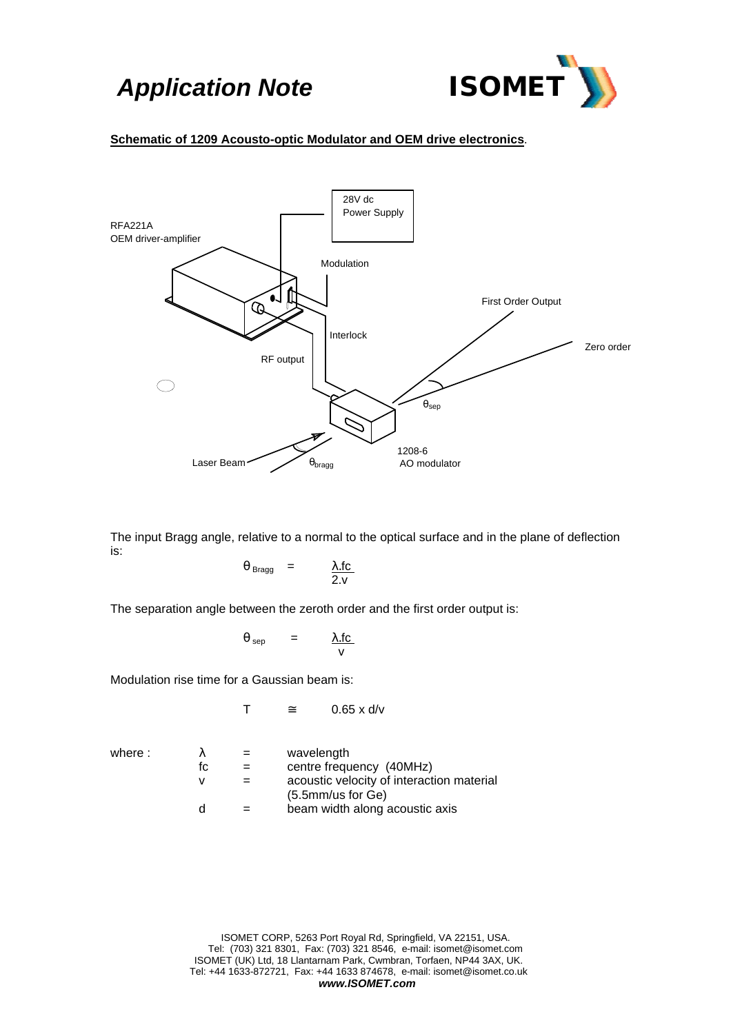# Application Note

**Schematic of 1209 Acousto-optic Modulator and OEM drive electronics**.

28V dc
Power Supply

RFA221A
OEM driver-amplifier

Modulation

First Order Output

Interlock

Zero order

RF output

$\theta_{sep}$

1208-6
AO modulator

Laser Beam

$\theta_{bragg}$

The input Bragg angle, relative to a normal to the optical surface and in the plane of deflection is:

$$\theta_{Bragg} = \frac{\lambda . fc}{2.v}$$

The separation angle between the zeroth order and the first order output is:

$$\theta_{sep} = \frac{\lambda . fc}{v}$$

Modulation rise time for a Gaussian beam is:

$$T \cong 0.65 \times d/v$$

where :

| | | |
|---|---|---|
| $\lambda$ | = | wavelength |
| fc | = | centre frequency (40MHz) |
| v | = | acoustic velocity of interaction material (5.5mm/us for Ge) |
| d | = | beam width along acoustic axis |

ISOMET CORP, 5263 Port Royal Rd, Springfield, VA 22151, USA.
Tel: (703) 321 8301, Fax: (703) 321 8546, e-mail: isomet@isomet.com
ISOMET (UK) Ltd, 18 Llantarnam Park, Cwmbran, Torfaen, NP44 3AX, UK.
Tel: +44 1633-872721, Fax: +44 1633 874678, e-mail: isomet@isomet.co.uk
***www.ISOMET.com***